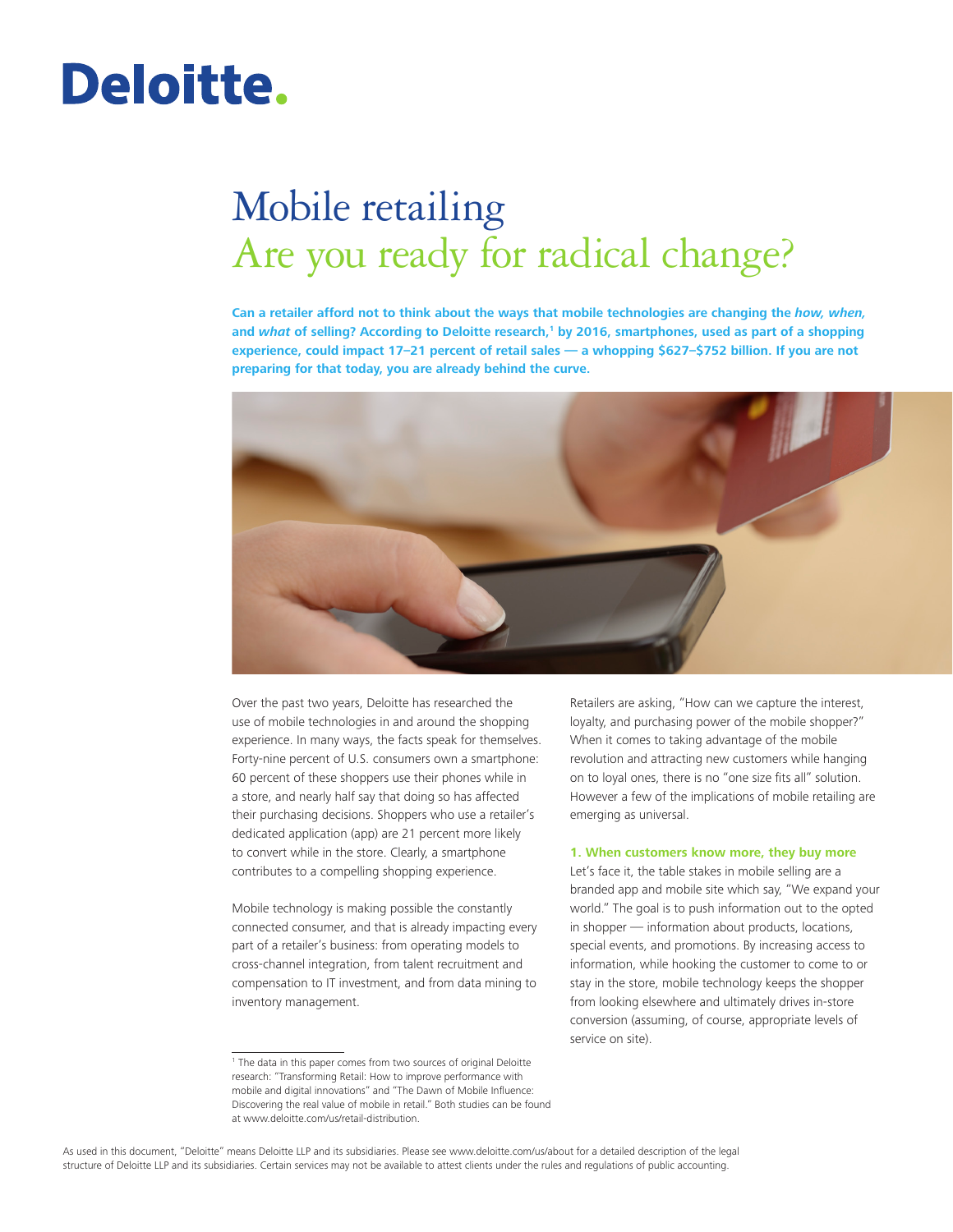Deloitte.

# Mobile retailing
## Are you ready for radical change?

**Can a retailer afford not to think about the ways that mobile technologies are changing the *how, when,* and *what* of selling? According to Deloitte research,[1] by 2016, smartphones, used as part of a shopping experience, could impact 17–21 percent of retail sales — a whopping $627–$752 billion. If you are not preparing for that today, you are already behind the curve.**

Over the past two years, Deloitte has researched the use of mobile technologies in and around the shopping experience. In many ways, the facts speak for themselves. Forty-nine percent of U.S. consumers own a smartphone: 60 percent of these shoppers use their phones while in a store, and nearly half say that doing so has affected their purchasing decisions. Shoppers who use a retailer's dedicated application (app) are 21 percent more likely to convert while in the store. Clearly, a smartphone contributes to a compelling shopping experience.

Mobile technology is making possible the constantly connected consumer, and that is already impacting every part of a retailer's business: from operating models to cross-channel integration, from talent recruitment and compensation to IT investment, and from data mining to inventory management.

Retailers are asking, "How can we capture the interest, loyalty, and purchasing power of the mobile shopper?" When it comes to taking advantage of the mobile revolution and attracting new customers while hanging on to loyal ones, there is no "one size fits all" solution. However a few of the implications of mobile retailing are emerging as universal.

### 1. When customers know more, they buy more

Let's face it, the table stakes in mobile selling are a branded app and mobile site which say, "We expand your world." The goal is to push information out to the opted in shopper — information about products, locations, special events, and promotions. By increasing access to information, while hooking the customer to come to or stay in the store, mobile technology keeps the shopper from looking elsewhere and ultimately drives in-store conversion (assuming, of course, appropriate levels of service on site).

[1] The data in this paper comes from two sources of original Deloitte research: "Transforming Retail: How to improve performance with mobile and digital innovations" and "The Dawn of Mobile Influence: Discovering the real value of mobile in retail." Both studies can be found at www.deloitte.com/us/retail-distribution.

As used in this document, "Deloitte" means Deloitte LLP and its subsidiaries. Please see www.deloitte.com/us/about for a detailed description of the legal structure of Deloitte LLP and its subsidiaries. Certain services may not be available to attest clients under the rules and regulations of public accounting.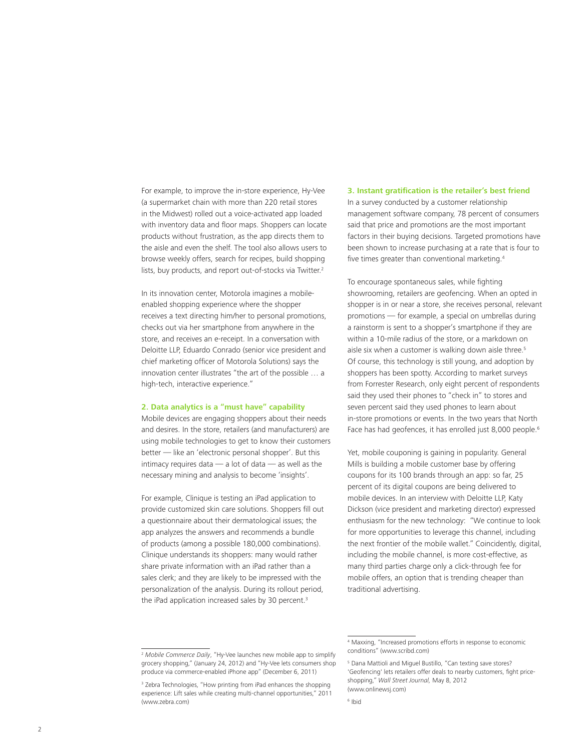For example, to improve the in-store experience, Hy-Vee (a supermarket chain with more than 220 retail stores in the Midwest) rolled out a voice-activated app loaded with inventory data and floor maps. Shoppers can locate products without frustration, as the app directs them to the aisle and even the shelf. The tool also allows users to browse weekly offers, search for recipes, build shopping lists, buy products, and report out-of-stocks via Twitter.[2]

In its innovation center, Motorola imagines a mobile-enabled shopping experience where the shopper receives a text directing him/her to personal promotions, checks out via her smartphone from anywhere in the store, and receives an e-receipt. In a conversation with Deloitte LLP, Eduardo Conrado (senior vice president and chief marketing officer of Motorola Solutions) says the innovation center illustrates "the art of the possible … a high-tech, interactive experience."

### 2. Data analytics is a "must have" capability

Mobile devices are engaging shoppers about their needs and desires. In the store, retailers (and manufacturers) are using mobile technologies to get to know their customers better — like an 'electronic personal shopper'. But this intimacy requires data — a lot of data — as well as the necessary mining and analysis to become 'insights'.

For example, Clinique is testing an iPad application to provide customized skin care solutions. Shoppers fill out a questionnaire about their dermatological issues; the app analyzes the answers and recommends a bundle of products (among a possible 180,000 combinations). Clinique understands its shoppers: many would rather share private information with an iPad rather than a sales clerk; and they are likely to be impressed with the personalization of the analysis. During its rollout period, the iPad application increased sales by 30 percent.[3]

### 3. Instant gratification is the retailer's best friend

In a survey conducted by a customer relationship management software company, 78 percent of consumers said that price and promotions are the most important factors in their buying decisions. Targeted promotions have been shown to increase purchasing at a rate that is four to five times greater than conventional marketing.[4]

To encourage spontaneous sales, while fighting showrooming, retailers are geofencing. When an opted in shopper is in or near a store, she receives personal, relevant promotions — for example, a special on umbrellas during a rainstorm is sent to a shopper's smartphone if they are within a 10-mile radius of the store, or a markdown on aisle six when a customer is walking down aisle three.[5] Of course, this technology is still young, and adoption by shoppers has been spotty. According to market surveys from Forrester Research, only eight percent of respondents said they used their phones to "check in" to stores and seven percent said they used phones to learn about in-store promotions or events. In the two years that North Face has had geofences, it has enrolled just 8,000 people.[6]

Yet, mobile couponing is gaining in popularity. General Mills is building a mobile customer base by offering coupons for its 100 brands through an app: so far, 25 percent of its digital coupons are being delivered to mobile devices. In an interview with Deloitte LLP, Katy Dickson (vice president and marketing director) expressed enthusiasm for the new technology: "We continue to look for more opportunities to leverage this channel, including the next frontier of the mobile wallet." Coincidently, digital, including the mobile channel, is more cost-effective, as many third parties charge only a click-through fee for mobile offers, an option that is trending cheaper than traditional advertising.

---

[2] *Mobile Commerce Daily*, "Hy-Vee launches new mobile app to simplify grocery shopping," (January 24, 2012) and "Hy-Vee lets consumers shop produce via commerce-enabled iPhone app" (December 6, 2011)

[3] Zebra Technologies, "How printing from iPad enhances the shopping experience: Lift sales while creating multi-channel opportunities," 2011 (www.zebra.com)

[4] Maxxing, "Increased promotions efforts in response to economic conditions" (www.scribd.com)

[5] Dana Mattioli and Miguel Bustillo, "Can texting save stores? 'Geofencing' lets retailers offer deals to nearby customers, fight price-shopping," *Wall Street Journal,* May 8, 2012 (www.onlinewsj.com)

[6] Ibid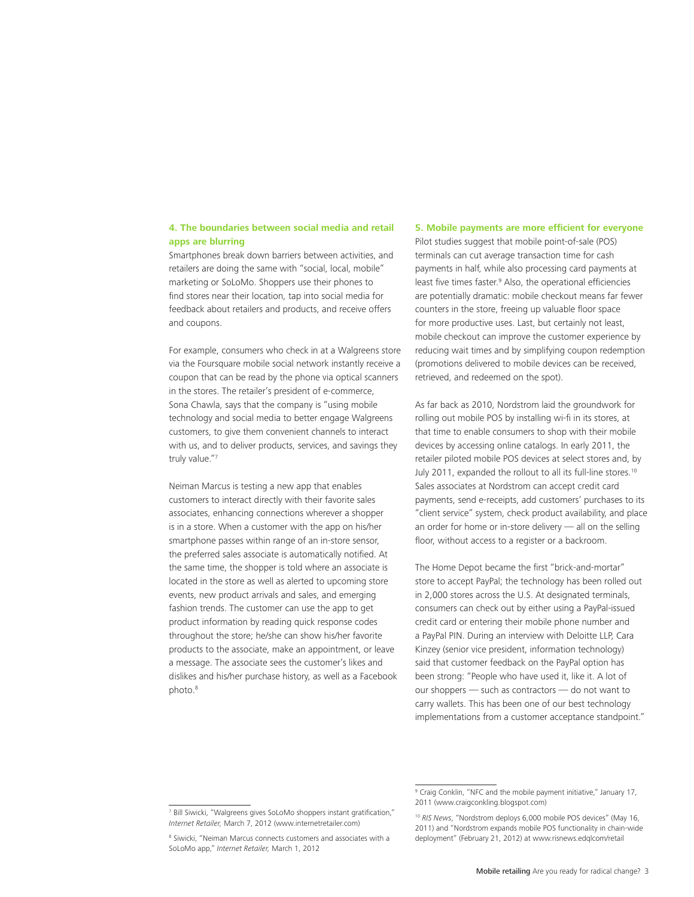### 4. The boundaries between social media and retail apps are blurring

Smartphones break down barriers between activities, and retailers are doing the same with "social, local, mobile" marketing or SoLoMo. Shoppers use their phones to find stores near their location, tap into social media for feedback about retailers and products, and receive offers and coupons.

For example, consumers who check in at a Walgreens store via the Foursquare mobile social network instantly receive a coupon that can be read by the phone via optical scanners in the stores. The retailer's president of e-commerce, Sona Chawla, says that the company is "using mobile technology and social media to better engage Walgreens customers, to give them convenient channels to interact with us, and to deliver products, services, and savings they truly value."[7]

Neiman Marcus is testing a new app that enables customers to interact directly with their favorite sales associates, enhancing connections wherever a shopper is in a store. When a customer with the app on his/her smartphone passes within range of an in-store sensor, the preferred sales associate is automatically notified. At the same time, the shopper is told where an associate is located in the store as well as alerted to upcoming store events, new product arrivals and sales, and emerging fashion trends. The customer can use the app to get product information by reading quick response codes throughout the store; he/she can show his/her favorite products to the associate, make an appointment, or leave a message. The associate sees the customer's likes and dislikes and his/her purchase history, as well as a Facebook photo.[8]

### 5. Mobile payments are more efficient for everyone

Pilot studies suggest that mobile point-of-sale (POS) terminals can cut average transaction time for cash payments in half, while also processing card payments at least five times faster.[9] Also, the operational efficiencies are potentially dramatic: mobile checkout means far fewer counters in the store, freeing up valuable floor space for more productive uses. Last, but certainly not least, mobile checkout can improve the customer experience by reducing wait times and by simplifying coupon redemption (promotions delivered to mobile devices can be received, retrieved, and redeemed on the spot).

As far back as 2010, Nordstrom laid the groundwork for rolling out mobile POS by installing wi-fi in its stores, at that time to enable consumers to shop with their mobile devices by accessing online catalogs. In early 2011, the retailer piloted mobile POS devices at select stores and, by July 2011, expanded the rollout to all its full-line stores.[10] Sales associates at Nordstrom can accept credit card payments, send e-receipts, add customers' purchases to its "client service" system, check product availability, and place an order for home or in-store delivery — all on the selling floor, without access to a register or a backroom.

The Home Depot became the first "brick-and-mortar" store to accept PayPal; the technology has been rolled out in 2,000 stores across the U.S. At designated terminals, consumers can check out by either using a PayPal-issued credit card or entering their mobile phone number and a PayPal PIN. During an interview with Deloitte LLP, Cara Kinzey (senior vice president, information technology) said that customer feedback on the PayPal option has been strong: "People who have used it, like it. A lot of our shoppers — such as contractors — do not want to carry wallets. This has been one of our best technology implementations from a customer acceptance standpoint."

---

[7] Bill Siwicki, "Walgreens gives SoLoMo shoppers instant gratification," *Internet Retailer,* March 7, 2012 (www.internetretailer.com)

[8] Siwicki, "Neiman Marcus connects customers and associates with a SoLoMo app," *Internet Retailer,* March 1, 2012

[9] Craig Conklin, "NFC and the mobile payment initiative," January 17, 2011 (www.craigconkling.blogspot.com)

[10] *RIS News*, "Nordstrom deploys 6,000 mobile POS devices" (May 16, 2011) and "Nordstrom expands mobile POS functionality in chain-wide deployment" (February 21, 2012) at www.risnews.edqlcom/retail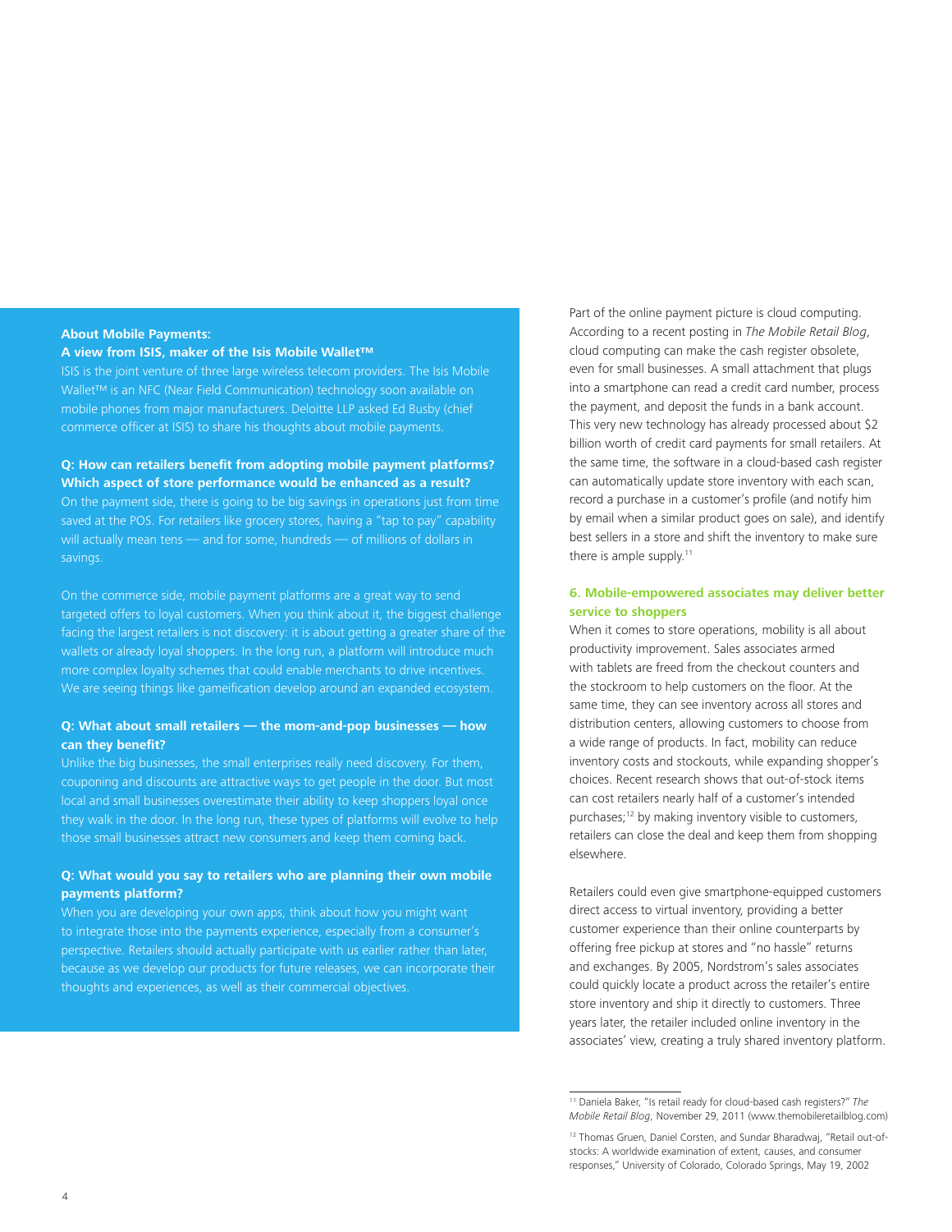**About Mobile Payments:**
**A view from ISIS, maker of the Isis Mobile Wallet™**

ISIS is the joint venture of three large wireless telecom providers. The Isis Mobile Wallet™ is an NFC (Near Field Communication) technology soon available on mobile phones from major manufacturers. Deloitte LLP asked Ed Busby (chief commerce officer at ISIS) to share his thoughts about mobile payments.

**Q: How can retailers benefit from adopting mobile payment platforms? Which aspect of store performance would be enhanced as a result?**

On the payment side, there is going to be big savings in operations just from time saved at the POS. For retailers like grocery stores, having a "tap to pay" capability will actually mean tens — and for some, hundreds — of millions of dollars in savings.

On the commerce side, mobile payment platforms are a great way to send targeted offers to loyal customers. When you think about it, the biggest challenge facing the largest retailers is not discovery: it is about getting a greater share of the wallets or already loyal shoppers. In the long run, a platform will introduce much more complex loyalty schemes that could enable merchants to drive incentives. We are seeing things like gameification develop around an expanded ecosystem.

**Q: What about small retailers — the mom-and-pop businesses — how can they benefit?**

Unlike the big businesses, the small enterprises really need discovery. For them, couponing and discounts are attractive ways to get people in the door. But most local and small businesses overestimate their ability to keep shoppers loyal once they walk in the door. In the long run, these types of platforms will evolve to help those small businesses attract new consumers and keep them coming back.

**Q: What would you say to retailers who are planning their own mobile payments platform?**

When you are developing your own apps, think about how you might want to integrate those into the payments experience, especially from a consumer's perspective. Retailers should actually participate with us earlier rather than later, because as we develop our products for future releases, we can incorporate their thoughts and experiences, as well as their commercial objectives.

Part of the online payment picture is cloud computing. According to a recent posting in *The Mobile Retail Blog*, cloud computing can make the cash register obsolete, even for small businesses. A small attachment that plugs into a smartphone can read a credit card number, process the payment, and deposit the funds in a bank account. This very new technology has already processed about $2 billion worth of credit card payments for small retailers. At the same time, the software in a cloud-based cash register can automatically update store inventory with each scan, record a purchase in a customer's profile (and notify him by email when a similar product goes on sale), and identify best sellers in a store and shift the inventory to make sure there is ample supply.[11]

### 6. Mobile-empowered associates may deliver better service to shoppers

When it comes to store operations, mobility is all about productivity improvement. Sales associates armed with tablets are freed from the checkout counters and the stockroom to help customers on the floor. At the same time, they can see inventory across all stores and distribution centers, allowing customers to choose from a wide range of products. In fact, mobility can reduce inventory costs and stockouts, while expanding shopper's choices. Recent research shows that out-of-stock items can cost retailers nearly half of a customer's intended purchases;[12] by making inventory visible to customers, retailers can close the deal and keep them from shopping elsewhere.

Retailers could even give smartphone-equipped customers direct access to virtual inventory, providing a better customer experience than their online counterparts by offering free pickup at stores and "no hassle" returns and exchanges. By 2005, Nordstrom's sales associates could quickly locate a product across the retailer's entire store inventory and ship it directly to customers. Three years later, the retailer included online inventory in the associates' view, creating a truly shared inventory platform.

---

[11] Daniela Baker, "Is retail ready for cloud-based cash registers?" *The Mobile Retail Blog*, November 29, 2011 (www.themobileretailblog.com)

[12] Thomas Gruen, Daniel Corsten, and Sundar Bharadwaj, "Retail out-of-stocks: A worldwide examination of extent, causes, and consumer responses," University of Colorado, Colorado Springs, May 19, 2002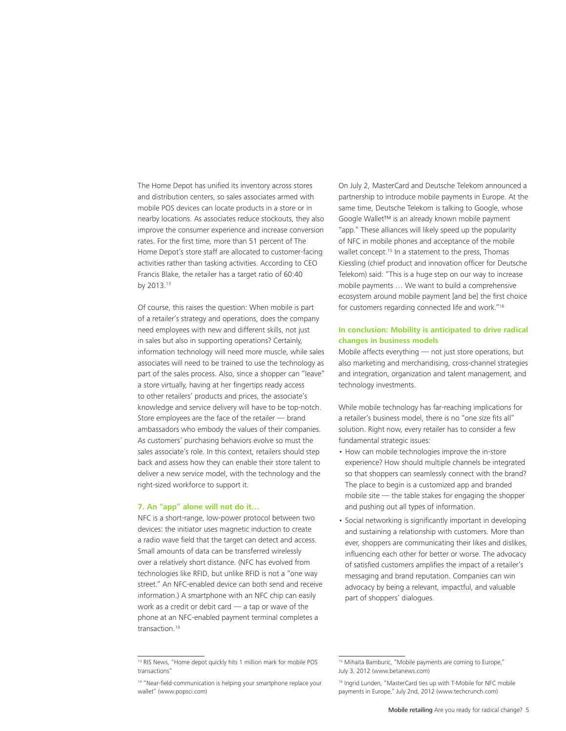The Home Depot has unified its inventory across stores and distribution centers, so sales associates armed with mobile POS devices can locate products in a store or in nearby locations. As associates reduce stockouts, they also improve the consumer experience and increase conversion rates. For the first time, more than 51 percent of The Home Depot's store staff are allocated to customer-facing activities rather than tasking activities. According to CEO Francis Blake, the retailer has a target ratio of 60:40 by 2013.[13]

Of course, this raises the question: When mobile is part of a retailer's strategy and operations, does the company need employees with new and different skills, not just in sales but also in supporting operations? Certainly, information technology will need more muscle, while sales associates will need to be trained to use the technology as part of the sales process. Also, since a shopper can "leave" a store virtually, having at her fingertips ready access to other retailers' products and prices, the associate's knowledge and service delivery will have to be top-notch. Store employees are the face of the retailer — brand ambassadors who embody the values of their companies. As customers' purchasing behaviors evolve so must the sales associate's role. In this context, retailers should step back and assess how they can enable their store talent to deliver a new service model, with the technology and the right-sized workforce to support it.

### 7. An "app" alone will not do it…

NFC is a short-range, low-power protocol between two devices: the initiator uses magnetic induction to create a radio wave field that the target can detect and access. Small amounts of data can be transferred wirelessly over a relatively short distance. (NFC has evolved from technologies like RFID, but unlike RFID is not a "one way street." An NFC-enabled device can both send and receive information.) A smartphone with an NFC chip can easily work as a credit or debit card — a tap or wave of the phone at an NFC-enabled payment terminal completes a transaction.[14]

On July 2, MasterCard and Deutsche Telekom announced a partnership to introduce mobile payments in Europe. At the same time, Deutsche Telekom is talking to Google, whose Google Wallet™ is an already known mobile payment "app." These alliances will likely speed up the popularity of NFC in mobile phones and acceptance of the mobile wallet concept.[15] In a statement to the press, Thomas Kiessling (chief product and innovation officer for Deutsche Telekom) said: "This is a huge step on our way to increase mobile payments … We want to build a comprehensive ecosystem around mobile payment [and be] the first choice for customers regarding connected life and work."[16]

### In conclusion: Mobility is anticipated to drive radical changes in business models

Mobile affects everything — not just store operations, but also marketing and merchandising, cross-channel strategies and integration, organization and talent management, and technology investments.

While mobile technology has far-reaching implications for a retailer's business model, there is no "one size fits all" solution. Right now, every retailer has to consider a few fundamental strategic issues:

- How can mobile technologies improve the in-store experience? How should multiple channels be integrated so that shoppers can seamlessly connect with the brand? The place to begin is a customized app and branded mobile site — the table stakes for engaging the shopper and pushing out all types of information.
- Social networking is significantly important in developing and sustaining a relationship with customers. More than ever, shoppers are communicating their likes and dislikes, influencing each other for better or worse. The advocacy of satisfied customers amplifies the impact of a retailer's messaging and brand reputation. Companies can win advocacy by being a relevant, impactful, and valuable part of shoppers' dialogues.

---

[13] RIS News, "Home depot quickly hits 1 million mark for mobile POS transactions"

[14] "Near-field-communication is helping your smartphone replace your wallet" (www.popsci.com)

[15] Mihaita Bamburic, "Mobile payments are coming to Europe," July 3, 2012 (www.betanews.com)

[16] Ingrid Lunden, "MasterCard ties up with T-Mobile for NFC mobile payments in Europe," July 2nd, 2012 (www.techcrunch.com)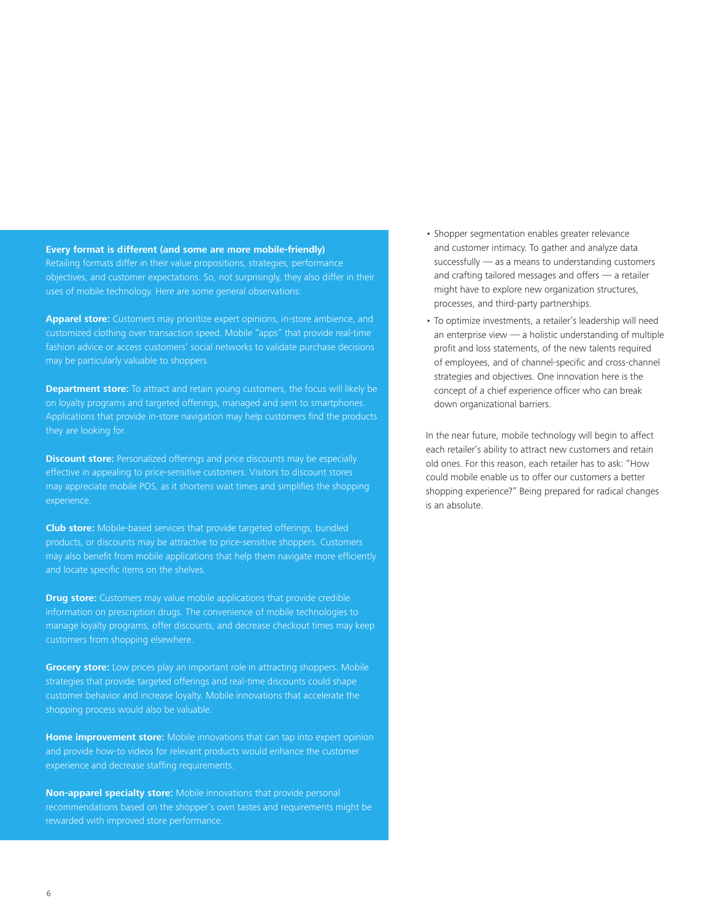**Every format is different (and some are more mobile-friendly)**
Retailing formats differ in their value propositions, strategies, performance objectives, and customer expectations. So, not surprisingly, they also differ in their uses of mobile technology. Here are some general observations:

**Apparel store:** Customers may prioritize expert opinions, in-store ambience, and customized clothing over transaction speed. Mobile "apps" that provide real-time fashion advice or access customers' social networks to validate purchase decisions may be particularly valuable to shoppers.

**Department store:** To attract and retain young customers, the focus will likely be on loyalty programs and targeted offerings, managed and sent to smartphones. Applications that provide in-store navigation may help customers find the products they are looking for.

**Discount store:** Personalized offerings and price discounts may be especially effective in appealing to price-sensitive customers. Visitors to discount stores may appreciate mobile POS, as it shortens wait times and simplifies the shopping experience.

**Club store:** Mobile-based services that provide targeted offerings, bundled products, or discounts may be attractive to price-sensitive shoppers. Customers may also benefit from mobile applications that help them navigate more efficiently and locate specific items on the shelves.

**Drug store:** Customers may value mobile applications that provide credible information on prescription drugs. The convenience of mobile technologies to manage loyalty programs, offer discounts, and decrease checkout times may keep customers from shopping elsewhere.

**Grocery store:** Low prices play an important role in attracting shoppers. Mobile strategies that provide targeted offerings and real-time discounts could shape customer behavior and increase loyalty. Mobile innovations that accelerate the shopping process would also be valuable.

**Home improvement store:** Mobile innovations that can tap into expert opinion and provide how-to videos for relevant products would enhance the customer experience and decrease staffing requirements.

**Non-apparel specialty store:** Mobile innovations that provide personal recommendations based on the shopper's own tastes and requirements might be rewarded with improved store performance.

- Shopper segmentation enables greater relevance and customer intimacy. To gather and analyze data successfully — as a means to understanding customers and crafting tailored messages and offers — a retailer might have to explore new organization structures, processes, and third-party partnerships.
- To optimize investments, a retailer's leadership will need an enterprise view — a holistic understanding of multiple profit and loss statements, of the new talents required of employees, and of channel-specific and cross-channel strategies and objectives. One innovation here is the concept of a chief experience officer who can break down organizational barriers.

In the near future, mobile technology will begin to affect each retailer's ability to attract new customers and retain old ones. For this reason, each retailer has to ask: "How could mobile enable us to offer our customers a better shopping experience?" Being prepared for radical changes is an absolute.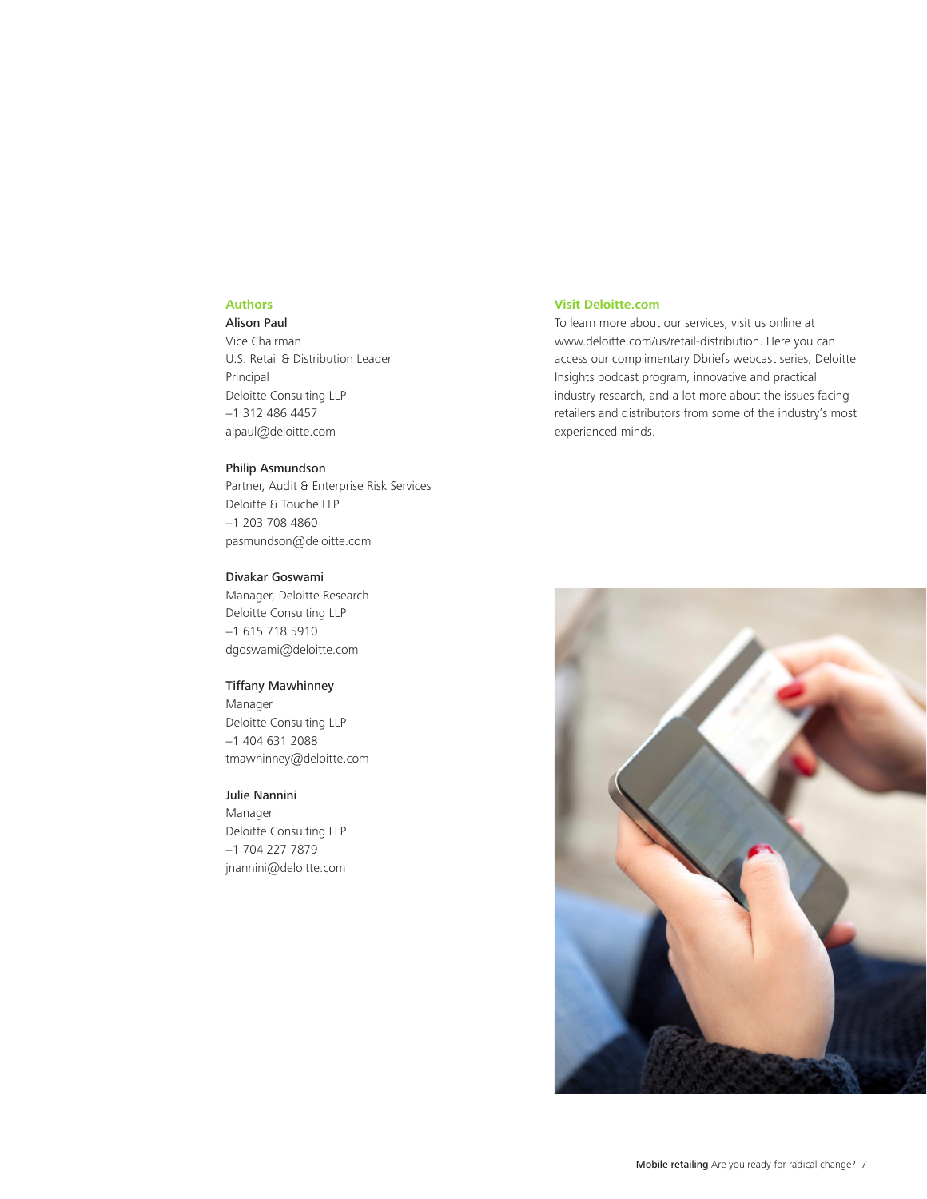## Authors

**Alison Paul**
Vice Chairman
U.S. Retail & Distribution Leader
Principal
Deloitte Consulting LLP
+1 312 486 4457
alpaul@deloitte.com

**Philip Asmundson**
Partner, Audit & Enterprise Risk Services
Deloitte & Touche LLP
+1 203 708 4860
pasmundson@deloitte.com

**Divakar Goswami**
Manager, Deloitte Research
Deloitte Consulting LLP
+1 615 718 5910
dgoswami@deloitte.com

**Tiffany Mawhinney**
Manager
Deloitte Consulting LLP
+1 404 631 2088
tmawhinney@deloitte.com

**Julie Nannini**
Manager
Deloitte Consulting LLP
+1 704 227 7879
jnannini@deloitte.com

## Visit Deloitte.com

To learn more about our services, visit us online at www.deloitte.com/us/retail-distribution. Here you can access our complimentary Dbriefs webcast series, Deloitte Insights podcast program, innovative and practical industry research, and a lot more about the issues facing retailers and distributors from some of the industry's most experienced minds.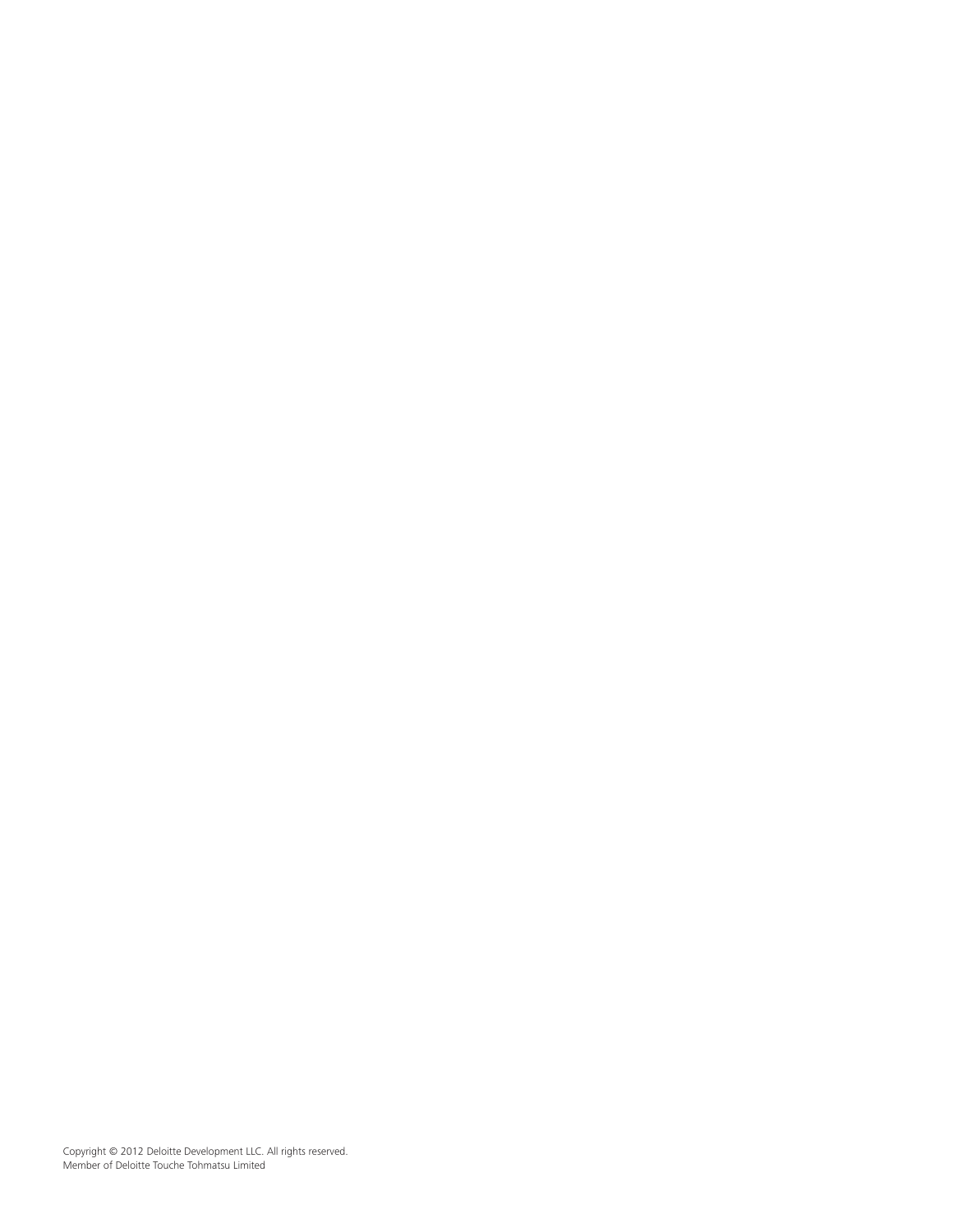Copyright © 2012 Deloitte Development LLC. All rights reserved.
Member of Deloitte Touche Tohmatsu Limited